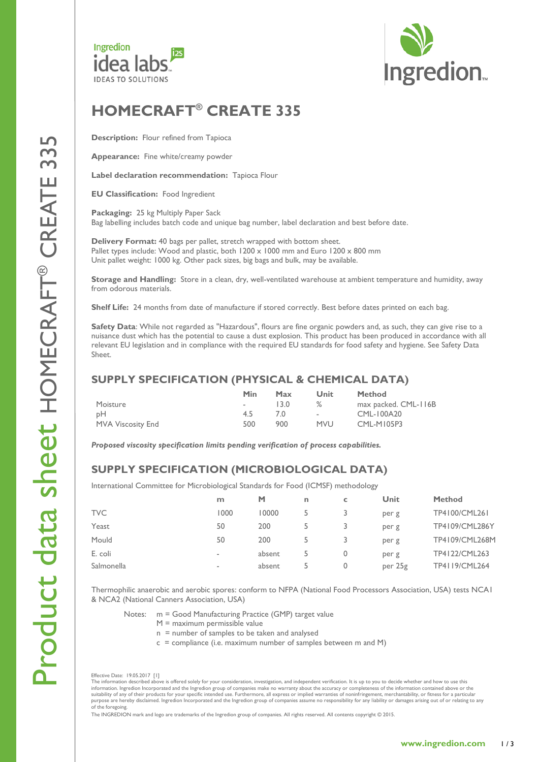# HOMECRAFT® CREATE 335

**Description:** Flour refined from Tapioca

**Appearance:** Fine white/creamy powder

**Label declaration recommendation:** Tapioca Flour

**EU Classification:** Food Ingredient

**Packaging:** 25 kg Multiply Paper Sack
Bag labelling includes batch code and unique bag number, label declaration and best before date.

**Delivery Format:** 40 bags per pallet, stretch wrapped with bottom sheet.
Pallet types include: Wood and plastic, both 1200 x 1000 mm and Euro 1200 x 800 mm
Unit pallet weight: 1000 kg. Other pack sizes, big bags and bulk, may be available.

**Storage and Handling:** Store in a clean, dry, well-ventilated warehouse at ambient temperature and humidity, away from odorous materials.

**Shelf Life:** 24 months from date of manufacture if stored correctly. Best before dates printed on each bag.

**Safety Data**: While not regarded as "Hazardous", flours are fine organic powders and, as such, they can give rise to a nuisance dust which has the potential to cause a dust explosion. This product has been produced in accordance with all relevant EU legislation and in compliance with the required EU standards for food safety and hygiene. See Safety Data Sheet.

## SUPPLY SPECIFICATION (PHYSICAL & CHEMICAL DATA)

| | Min | Max | Unit | Method |
|---|---|---|---|---|
| Moisture | - | 13.0 | % | max packed. CML-116B |
| pH | 4.5 | 7.0 | - | CML-100A20 |
| MVA Viscosity End | 500 | 900 | MVU | CML-M105P3 |

***Proposed viscosity specification limits pending verification of process capabilities.***

## SUPPLY SPECIFICATION (MICROBIOLOGICAL DATA)

International Committee for Microbiological Standards for Food (ICMSF) methodology

| | m | M | n | c | Unit | Method |
|---|---|---|---|---|---|---|
| TVC | 1000 | 10000 | 5 | 3 | per g | TP4100/CML261 |
| Yeast | 50 | 200 | 5 | 3 | per g | TP4109/CML286Y |
| Mould | 50 | 200 | 5 | 3 | per g | TP4109/CML268M |
| E. coli | - | absent | 5 | 0 | per g | TP4122/CML263 |
| Salmonella | - | absent | 5 | 0 | per 25g | TP4119/CML264 |

Thermophilic anaerobic and aerobic spores: conform to NFPA (National Food Processors Association, USA) tests NCA1 & NCA2 (National Canners Association, USA)

Notes:
- m = Good Manufacturing Practice (GMP) target value
- M = maximum permissible value
- n = number of samples to be taken and analysed
- c = compliance (i.e. maximum number of samples between m and M)

Effective Date: 19.05.2017 [1]
The information described above is offered solely for your consideration, investigation, and independent verification. It is up to you to decide whether and how to use this information. Ingredion Incorporated and the Ingredion group of companies make no warranty about the accuracy or completeness of the information contained above or the suitability of any of their products for your specific intended use. Furthermore, all express or implied warranties of noninfringement, merchantability, or fitness for a particular purpose are hereby disclaimed. Ingredion Incorporated and the Ingredion group of companies assume no responsibility for any liability or damages arising out of or relating to any of the foregoing.
The INGREDION mark and logo are trademarks of the Ingredion group of companies. All rights reserved. All contents copyright © 2015.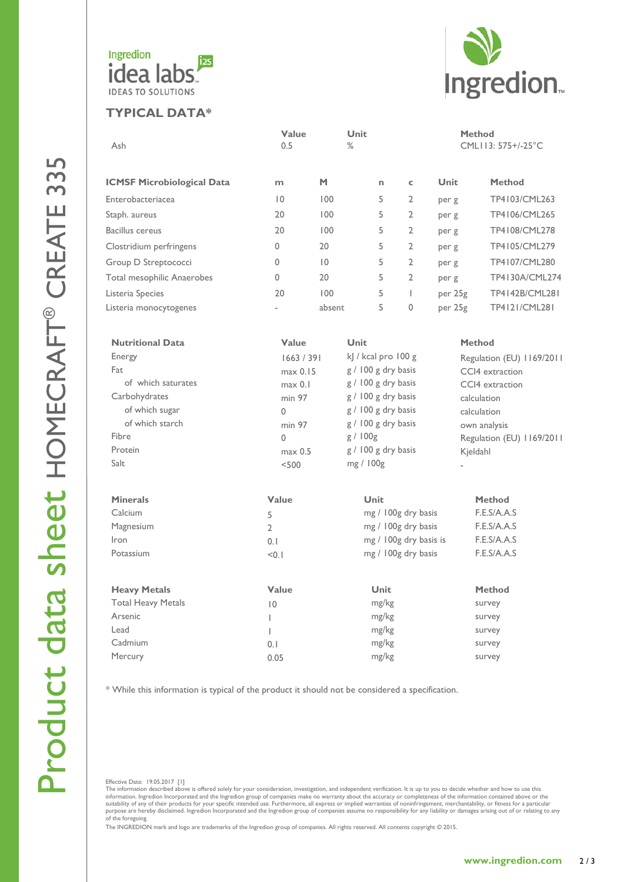## TYPICAL DATA*

| | Value | Unit | Method |
|---|---|---|---|
| Ash | 0.5 | % | CML113: 575+/-25°C |

| ICMSF Microbiological Data | m | M | n | c | Unit | Method |
|---|---|---|---|---|---|---|
| Enterobacteriacea | 10 | 100 | 5 | 2 | per g | TP4103/CML263 |
| Staph. aureus | 20 | 100 | 5 | 2 | per g | TP4106/CML265 |
| Bacillus cereus | 20 | 100 | 5 | 2 | per g | TP4108/CML278 |
| Clostridium perfringens | 0 | 20 | 5 | 2 | per g | TP4105/CML279 |
| Group D Streptococci | 0 | 10 | 5 | 2 | per g | TP4107/CML280 |
| Total mesophilic Anaerobes | 0 | 20 | 5 | 2 | per g | TP4130A/CML274 |
| Listeria Species | 20 | 100 | 5 | 1 | per 25g | TP4142B/CML281 |
| Listeria monocytogenes | - | absent | 5 | 0 | per 25g | TP4121/CML281 |

| Nutritional Data | Value | Unit | Method |
|---|---|---|---|
| Energy | 1663 / 391 | kJ / kcal pro 100 g | Regulation (EU) 1169/2011 |
| Fat | max 0.15 | g / 100 g dry basis | CCI4 extraction |
| of which saturates | max 0.1 | g / 100 g dry basis | CCI4 extraction |
| Carbohydrates | min 97 | g / 100 g dry basis | calculation |
| of which sugar | 0 | g / 100 g dry basis | calculation |
| of which starch | min 97 | g / 100 g dry basis | own analysis |
| Fibre | 0 | g / 100g | Regulation (EU) 1169/2011 |
| Protein | max 0.5 | g / 100 g dry basis | Kjeldahl |
| Salt | <500 | mg / 100g | - |

| Minerals | Value | Unit | Method |
|---|---|---|---|
| Calcium | 5 | mg / 100g dry basis | F.E.S/A.A.S |
| Magnesium | 2 | mg / 100g dry basis | F.E.S/A.A.S |
| Iron | 0.1 | mg / 100g dry basis is | F.E.S/A.A.S |
| Potassium | <0.1 | mg / 100g dry basis | F.E.S/A.A.S |

| Heavy Metals | Value | Unit | Method |
|---|---|---|---|
| Total Heavy Metals | 10 | mg/kg | survey |
| Arsenic | 1 | mg/kg | survey |
| Lead | 1 | mg/kg | survey |
| Cadmium | 0.1 | mg/kg | survey |
| Mercury | 0.05 | mg/kg | survey |

* While this information is typical of the product it should not be considered a specification.

Effective Date: 19.05.2017 [1]
The information described above is offered solely for your consideration, investigation, and independent verification. It is up to you to decide whether and how to use this information. Ingredion Incorporated and the Ingredion group of companies make no warranty about the accuracy or completeness of the information contained above or the suitability of any of their products for your specific intended use. Furthermore, all express or implied warranties of noninfringement, merchantability, or fitness for a particular purpose are hereby disclaimed. Ingredion Incorporated and the Ingredion group of companies assume no responsibility for any liability or damages arising out of or relating to any of the foregoing.
The INGREDION mark and logo are trademarks of the Ingredion group of companies. All rights reserved. All contents copyright © 2015.

www.ingredion.com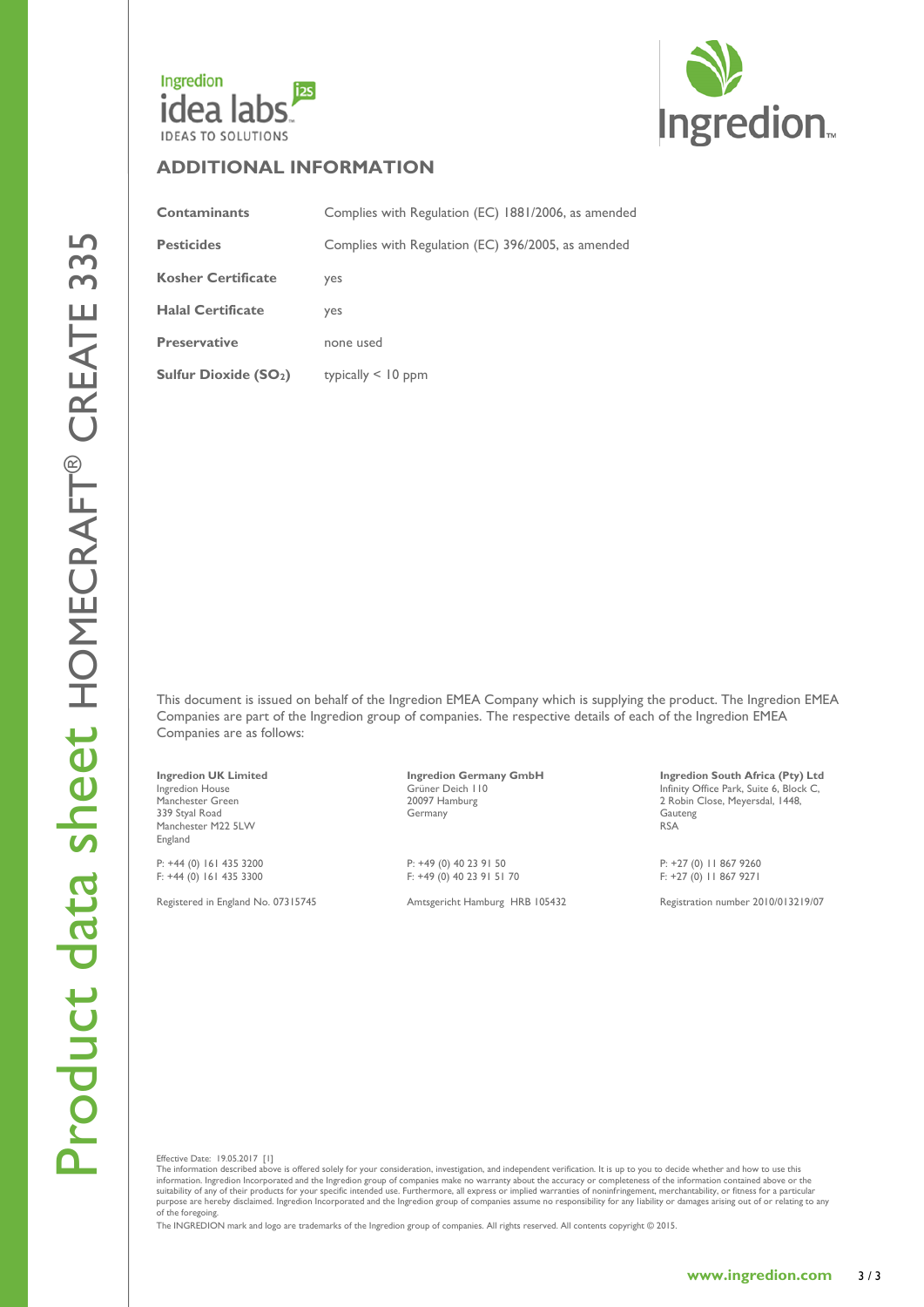## ADDITIONAL INFORMATION

| | |
|---|---|
| **Contaminants** | Complies with Regulation (EC) 1881/2006, as amended |
| **Pesticides** | Complies with Regulation (EC) 396/2005, as amended |
| **Kosher Certificate** | yes |
| **Halal Certificate** | yes |
| **Preservative** | none used |
| **Sulfur Dioxide ($SO_2$)** | typically < 10 ppm |

This document is issued on behalf of the Ingredion EMEA Company which is supplying the product. The Ingredion EMEA Companies are part of the Ingredion group of companies. The respective details of each of the Ingredion EMEA Companies are as follows:

**Ingredion UK Limited**
Ingredion House
Manchester Green
339 Styal Road
Manchester M22 5LW
England

P: +44 (0) 161 435 3200
F: +44 (0) 161 435 3300

Registered in England No. 07315745

**Ingredion Germany GmbH**
Grüner Deich 110
20097 Hamburg
Germany

P: +49 (0) 40 23 91 50
F: +49 (0) 40 23 91 51 70

Amtsgericht Hamburg HRB 105432

**Ingredion South Africa (Pty) Ltd**
Infinity Office Park, Suite 6, Block C,
2 Robin Close, Meyersdal, 1448,
Gauteng
RSA

P: +27 (0) 11 867 9260
F: +27 (0) 11 867 9271

Registration number 2010/013219/07

Effective Date: 19.05.2017 [1]
The information described above is offered solely for your consideration, investigation, and independent verification. It is up to you to decide whether and how to use this information. Ingredion Incorporated and the Ingredion group of companies make no warranty about the accuracy or completeness of the information contained above or the suitability of any of their products for your specific intended use. Furthermore, all express or implied warranties of noninfringement, merchantability, or fitness for a particular purpose are hereby disclaimed. Ingredion Incorporated and the Ingredion group of companies assume no responsibility for any liability or damages arising out of or relating to any of the foregoing.
The INGREDION mark and logo are trademarks of the Ingredion group of companies. All rights reserved. All contents copyright © 2015.